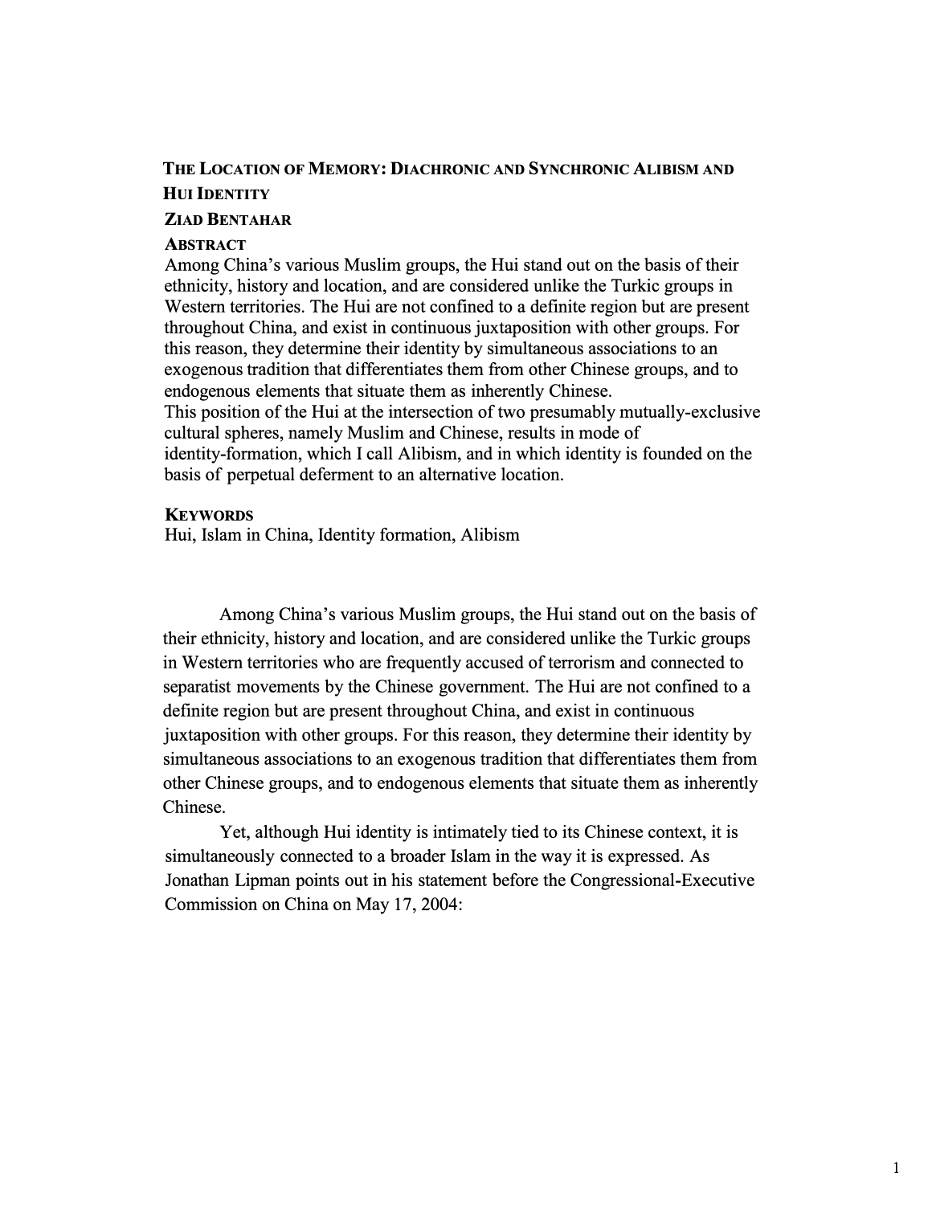# The Location of Memory: Diachronic and Synchronic Alibism and Hui Identity

**Ziad Bentahar**

## Abstract

Among China's various Muslim groups, the Hui stand out on the basis of their ethnicity, history and location, and are considered unlike the Turkic groups in Western territories. The Hui are not confined to a definite region but are present throughout China, and exist in continuous juxtaposition with other groups. For this reason, they determine their identity by simultaneous associations to an exogenous tradition that differentiates them from other Chinese groups, and to endogenous elements that situate them as inherently Chinese.

This position of the Hui at the intersection of two presumably mutually-exclusive cultural spheres, namely Muslim and Chinese, results in mode of identity-formation, which I call Alibism, and in which identity is founded on the basis of perpetual deferment to an alternative location.

## Keywords

Hui, Islam in China, Identity formation, Alibism

Among China's various Muslim groups, the Hui stand out on the basis of their ethnicity, history and location, and are considered unlike the Turkic groups in Western territories who are frequently accused of terrorism and connected to separatist movements by the Chinese government. The Hui are not confined to a definite region but are present throughout China, and exist in continuous juxtaposition with other groups. For this reason, they determine their identity by simultaneous associations to an exogenous tradition that differentiates them from other Chinese groups, and to endogenous elements that situate them as inherently Chinese.

Yet, although Hui identity is intimately tied to its Chinese context, it is simultaneously connected to a broader Islam in the way it is expressed. As Jonathan Lipman points out in his statement before the Congressional-Executive Commission on China on May 17, 2004: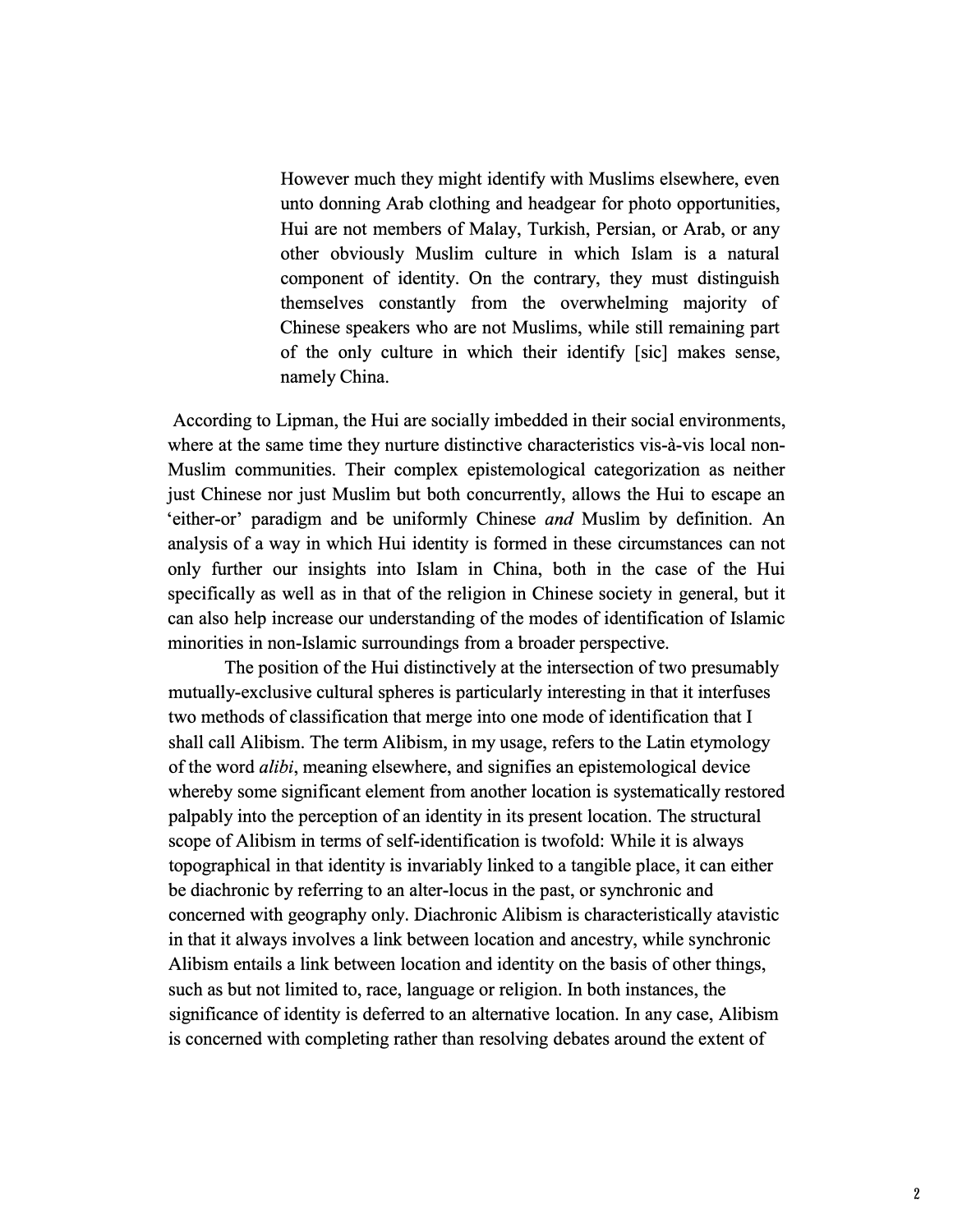> However much they might identify with Muslims elsewhere, even unto donning Arab clothing and headgear for photo opportunities, Hui are not members of Malay, Turkish, Persian, or Arab, or any other obviously Muslim culture in which Islam is a natural component of identity. On the contrary, they must distinguish themselves constantly from the overwhelming majority of Chinese speakers who are not Muslims, while still remaining part of the only culture in which their identify [sic] makes sense, namely China.

According to Lipman, the Hui are socially imbedded in their social environments, where at the same time they nurture distinctive characteristics vis-à-vis local non-Muslim communities. Their complex epistemological categorization as neither just Chinese nor just Muslim but both concurrently, allows the Hui to escape an 'either-or' paradigm and be uniformly Chinese *and* Muslim by definition. An analysis of a way in which Hui identity is formed in these circumstances can not only further our insights into Islam in China, both in the case of the Hui specifically as well as in that of the religion in Chinese society in general, but it can also help increase our understanding of the modes of identification of Islamic minorities in non-Islamic surroundings from a broader perspective.

The position of the Hui distinctively at the intersection of two presumably mutually-exclusive cultural spheres is particularly interesting in that it interfuses two methods of classification that merge into one mode of identification that I shall call Alibism. The term Alibism, in my usage, refers to the Latin etymology of the word *alibi*, meaning elsewhere, and signifies an epistemological device whereby some significant element from another location is systematically restored palpably into the perception of an identity in its present location. The structural scope of Alibism in terms of self-identification is twofold: While it is always topographical in that identity is invariably linked to a tangible place, it can either be diachronic by referring to an alter-locus in the past, or synchronic and concerned with geography only. Diachronic Alibism is characteristically atavistic in that it always involves a link between location and ancestry, while synchronic Alibism entails a link between location and identity on the basis of other things, such as but not limited to, race, language or religion. In both instances, the significance of identity is deferred to an alternative location. In any case, Alibism is concerned with completing rather than resolving debates around the extent of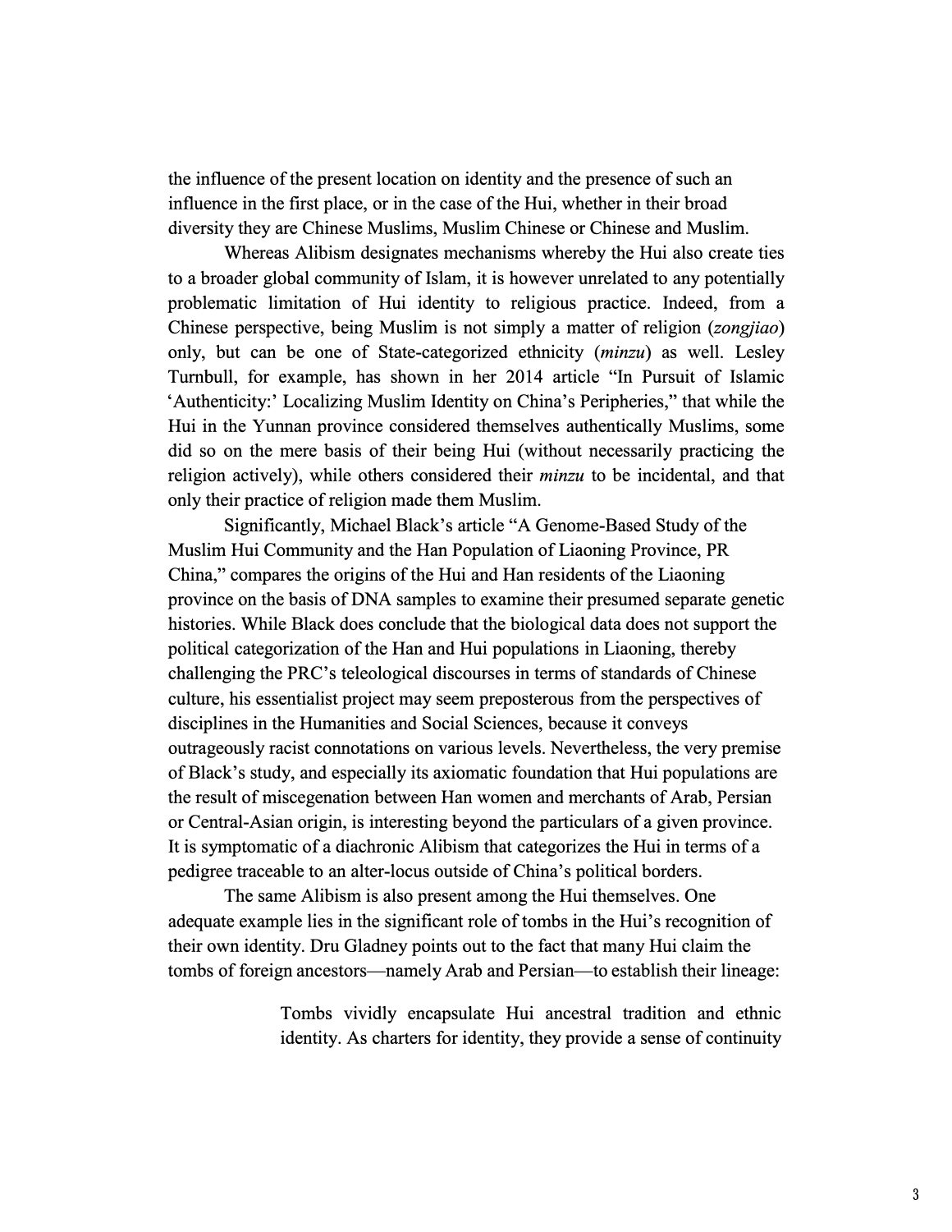the influence of the present location on identity and the presence of such an influence in the first place, or in the case of the Hui, whether in their broad diversity they are Chinese Muslims, Muslim Chinese or Chinese and Muslim.

Whereas Alibism designates mechanisms whereby the Hui also create ties to a broader global community of Islam, it is however unrelated to any potentially problematic limitation of Hui identity to religious practice. Indeed, from a Chinese perspective, being Muslim is not simply a matter of religion (*zongjiao*) only, but can be one of State-categorized ethnicity (*minzu*) as well. Lesley Turnbull, for example, has shown in her 2014 article "In Pursuit of Islamic 'Authenticity:' Localizing Muslim Identity on China's Peripheries," that while the Hui in the Yunnan province considered themselves authentically Muslims, some did so on the mere basis of their being Hui (without necessarily practicing the religion actively), while others considered their *minzu* to be incidental, and that only their practice of religion made them Muslim.

Significantly, Michael Black's article "A Genome-Based Study of the Muslim Hui Community and the Han Population of Liaoning Province, PR China," compares the origins of the Hui and Han residents of the Liaoning province on the basis of DNA samples to examine their presumed separate genetic histories. While Black does conclude that the biological data does not support the political categorization of the Han and Hui populations in Liaoning, thereby challenging the PRC's teleological discourses in terms of standards of Chinese culture, his essentialist project may seem preposterous from the perspectives of disciplines in the Humanities and Social Sciences, because it conveys outrageously racist connotations on various levels. Nevertheless, the very premise of Black's study, and especially its axiomatic foundation that Hui populations are the result of miscegenation between Han women and merchants of Arab, Persian or Central-Asian origin, is interesting beyond the particulars of a given province. It is symptomatic of a diachronic Alibism that categorizes the Hui in terms of a pedigree traceable to an alter-locus outside of China's political borders.

The same Alibism is also present among the Hui themselves. One adequate example lies in the significant role of tombs in the Hui's recognition of their own identity. Dru Gladney points out to the fact that many Hui claim the tombs of foreign ancestors—namely Arab and Persian—to establish their lineage:

> Tombs vividly encapsulate Hui ancestral tradition and ethnic identity. As charters for identity, they provide a sense of continuity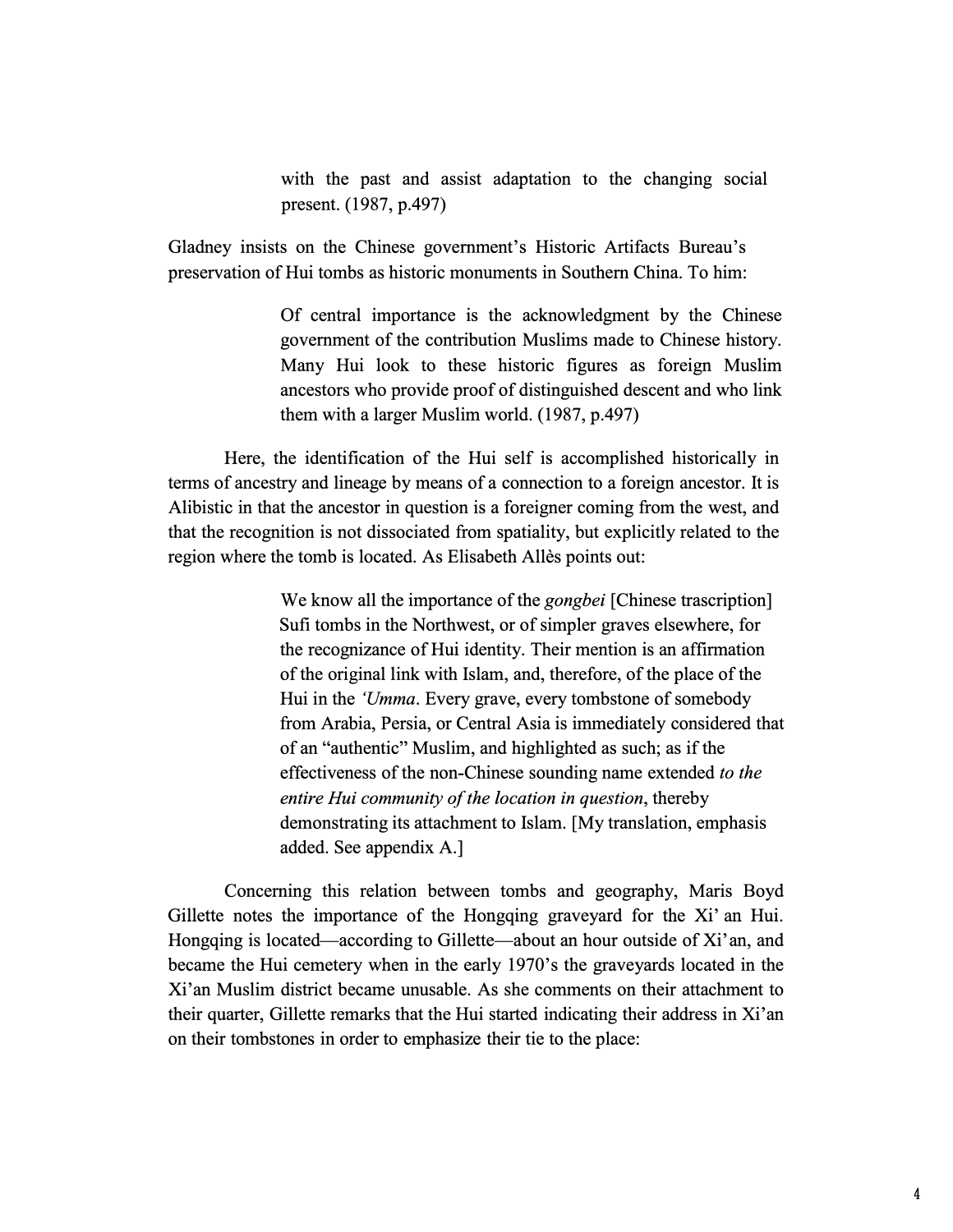> with the past and assist adaptation to the changing social present. (1987, p.497)

Gladney insists on the Chinese government's Historic Artifacts Bureau's preservation of Hui tombs as historic monuments in Southern China. To him:

> Of central importance is the acknowledgment by the Chinese government of the contribution Muslims made to Chinese history. Many Hui look to these historic figures as foreign Muslim ancestors who provide proof of distinguished descent and who link them with a larger Muslim world. (1987, p.497)

Here, the identification of the Hui self is accomplished historically in terms of ancestry and lineage by means of a connection to a foreign ancestor. It is Alibistic in that the ancestor in question is a foreigner coming from the west, and that the recognition is not dissociated from spatiality, but explicitly related to the region where the tomb is located. As Elisabeth Allès points out:

> We know all the importance of the *gongbei* [Chinese trascription] Sufi tombs in the Northwest, or of simpler graves elsewhere, for the recognizance of Hui identity. Their mention is an affirmation of the original link with Islam, and, therefore, of the place of the Hui in the *'Umma*. Every grave, every tombstone of somebody from Arabia, Persia, or Central Asia is immediately considered that of an "authentic" Muslim, and highlighted as such; as if the effectiveness of the non-Chinese sounding name extended *to the entire Hui community of the location in question*, thereby demonstrating its attachment to Islam. [My translation, emphasis added. See appendix A.]

Concerning this relation between tombs and geography, Maris Boyd Gillette notes the importance of the Hongqing graveyard for the Xi' an Hui. Hongqing is located—according to Gillette—about an hour outside of Xi'an, and became the Hui cemetery when in the early 1970's the graveyards located in the Xi'an Muslim district became unusable. As she comments on their attachment to their quarter, Gillette remarks that the Hui started indicating their address in Xi'an on their tombstones in order to emphasize their tie to the place: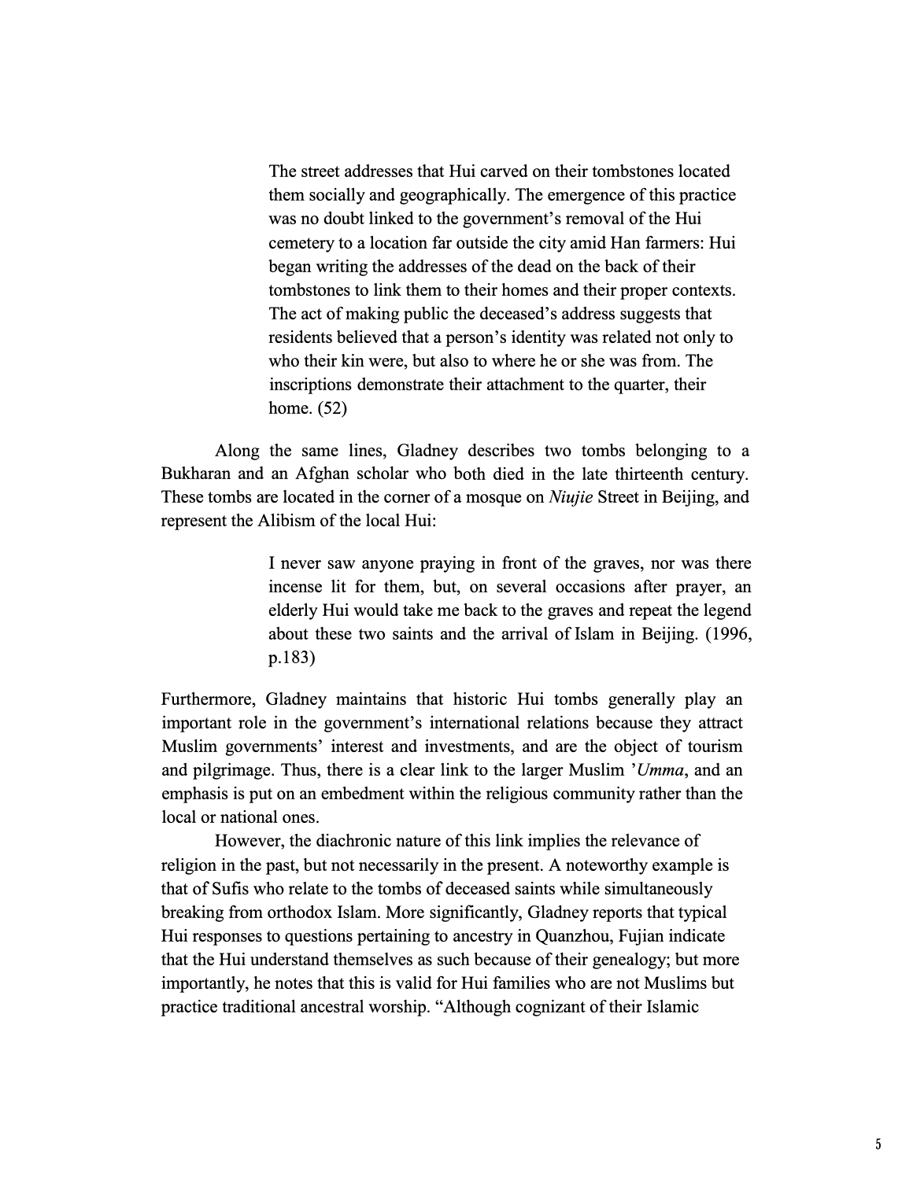> The street addresses that Hui carved on their tombstones located them socially and geographically. The emergence of this practice was no doubt linked to the government's removal of the Hui cemetery to a location far outside the city amid Han farmers: Hui began writing the addresses of the dead on the back of their tombstones to link them to their homes and their proper contexts. The act of making public the deceased's address suggests that residents believed that a person's identity was related not only to who their kin were, but also to where he or she was from. The inscriptions demonstrate their attachment to the quarter, their home. (52)

Along the same lines, Gladney describes two tombs belonging to a Bukharan and an Afghan scholar who both died in the late thirteenth century. These tombs are located in the corner of a mosque on *Niujie* Street in Beijing, and represent the Alibism of the local Hui:

> I never saw anyone praying in front of the graves, nor was there incense lit for them, but, on several occasions after prayer, an elderly Hui would take me back to the graves and repeat the legend about these two saints and the arrival of Islam in Beijing. (1996, p.183)

Furthermore, Gladney maintains that historic Hui tombs generally play an important role in the government's international relations because they attract Muslim governments' interest and investments, and are the object of tourism and pilgrimage. Thus, there is a clear link to the larger Muslim '*Umma*, and an emphasis is put on an embedment within the religious community rather than the local or national ones.

However, the diachronic nature of this link implies the relevance of religion in the past, but not necessarily in the present. A noteworthy example is that of Sufis who relate to the tombs of deceased saints while simultaneously breaking from orthodox Islam. More significantly, Gladney reports that typical Hui responses to questions pertaining to ancestry in Quanzhou, Fujian indicate that the Hui understand themselves as such because of their genealogy; but more importantly, he notes that this is valid for Hui families who are not Muslims but practice traditional ancestral worship. "Although cognizant of their Islamic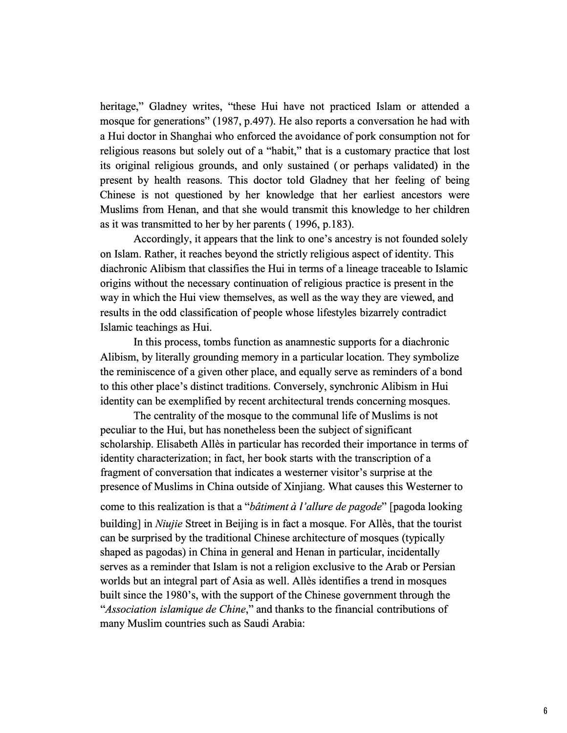heritage," Gladney writes, "these Hui have not practiced Islam or attended a mosque for generations" (1987, p.497). He also reports a conversation he had with a Hui doctor in Shanghai who enforced the avoidance of pork consumption not for religious reasons but solely out of a "habit," that is a customary practice that lost its original religious grounds, and only sustained ( or perhaps validated) in the present by health reasons. This doctor told Gladney that her feeling of being Chinese is not questioned by her knowledge that her earliest ancestors were Muslims from Henan, and that she would transmit this knowledge to her children as it was transmitted to her by her parents ( 1996, p.183).

Accordingly, it appears that the link to one's ancestry is not founded solely on Islam. Rather, it reaches beyond the strictly religious aspect of identity. This diachronic Alibism that classifies the Hui in terms of a lineage traceable to Islamic origins without the necessary continuation of religious practice is present in the way in which the Hui view themselves, as well as the way they are viewed, and results in the odd classification of people whose lifestyles bizarrely contradict Islamic teachings as Hui.

In this process, tombs function as anamnestic supports for a diachronic Alibism, by literally grounding memory in a particular location. They symbolize the reminiscence of a given other place, and equally serve as reminders of a bond to this other place's distinct traditions. Conversely, synchronic Alibism in Hui identity can be exemplified by recent architectural trends concerning mosques.

The centrality of the mosque to the communal life of Muslims is not peculiar to the Hui, but has nonetheless been the subject of significant scholarship. Elisabeth Allès in particular has recorded their importance in terms of identity characterization; in fact, her book starts with the transcription of a fragment of conversation that indicates a westerner visitor's surprise at the presence of Muslims in China outside of Xinjiang. What causes this Westerner to come to this realization is that a "*bâtiment à l'allure de pagode*" [pagoda looking building] in *Niujie* Street in Beijing is in fact a mosque. For Allès, that the tourist can be surprised by the traditional Chinese architecture of mosques (typically shaped as pagodas) in China in general and Henan in particular, incidentally serves as a reminder that Islam is not a religion exclusive to the Arab or Persian worlds but an integral part of Asia as well. Allès identifies a trend in mosques built since the 1980's, with the support of the Chinese government through the "*Association islamique de Chine*," and thanks to the financial contributions of many Muslim countries such as Saudi Arabia: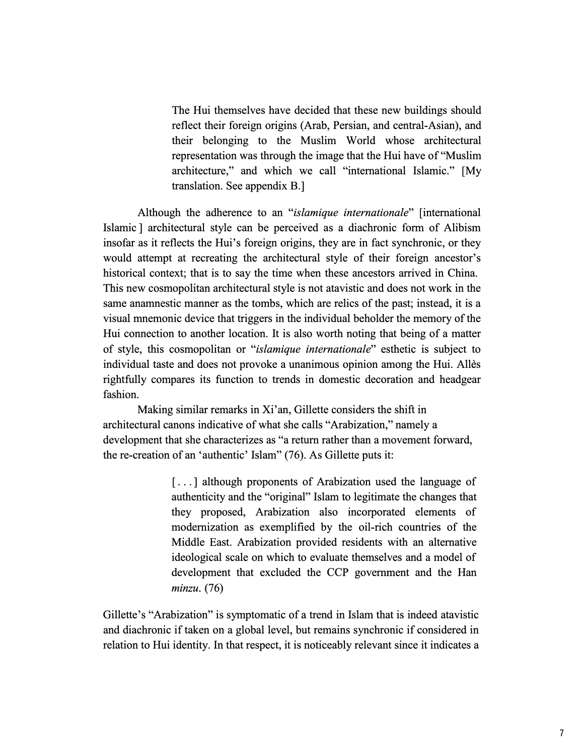> The Hui themselves have decided that these new buildings should reflect their foreign origins (Arab, Persian, and central-Asian), and their belonging to the Muslim World whose architectural representation was through the image that the Hui have of "Muslim architecture," and which we call "international Islamic." [My translation. See appendix B.]

Although the adherence to an "*islamique internationale*" [international Islamic ] architectural style can be perceived as a diachronic form of Alibism insofar as it reflects the Hui's foreign origins, they are in fact synchronic, or they would attempt at recreating the architectural style of their foreign ancestor's historical context; that is to say the time when these ancestors arrived in China. This new cosmopolitan architectural style is not atavistic and does not work in the same anamnestic manner as the tombs, which are relics of the past; instead, it is a visual mnemonic device that triggers in the individual beholder the memory of the Hui connection to another location. It is also worth noting that being of a matter of style, this cosmopolitan or "*islamique internationale*" esthetic is subject to individual taste and does not provoke a unanimous opinion among the Hui. Allès rightfully compares its function to trends in domestic decoration and headgear fashion.

Making similar remarks in Xi'an, Gillette considers the shift in architectural canons indicative of what she calls "Arabization," namely a development that she characterizes as "a return rather than a movement forward, the re-creation of an 'authentic' Islam" (76). As Gillette puts it:

> [ . . . ] although proponents of Arabization used the language of authenticity and the "original" Islam to legitimate the changes that they proposed, Arabization also incorporated elements of modernization as exemplified by the oil-rich countries of the Middle East. Arabization provided residents with an alternative ideological scale on which to evaluate themselves and a model of development that excluded the CCP government and the Han *minzu*. (76)

Gillette's "Arabization" is symptomatic of a trend in Islam that is indeed atavistic and diachronic if taken on a global level, but remains synchronic if considered in relation to Hui identity. In that respect, it is noticeably relevant since it indicates a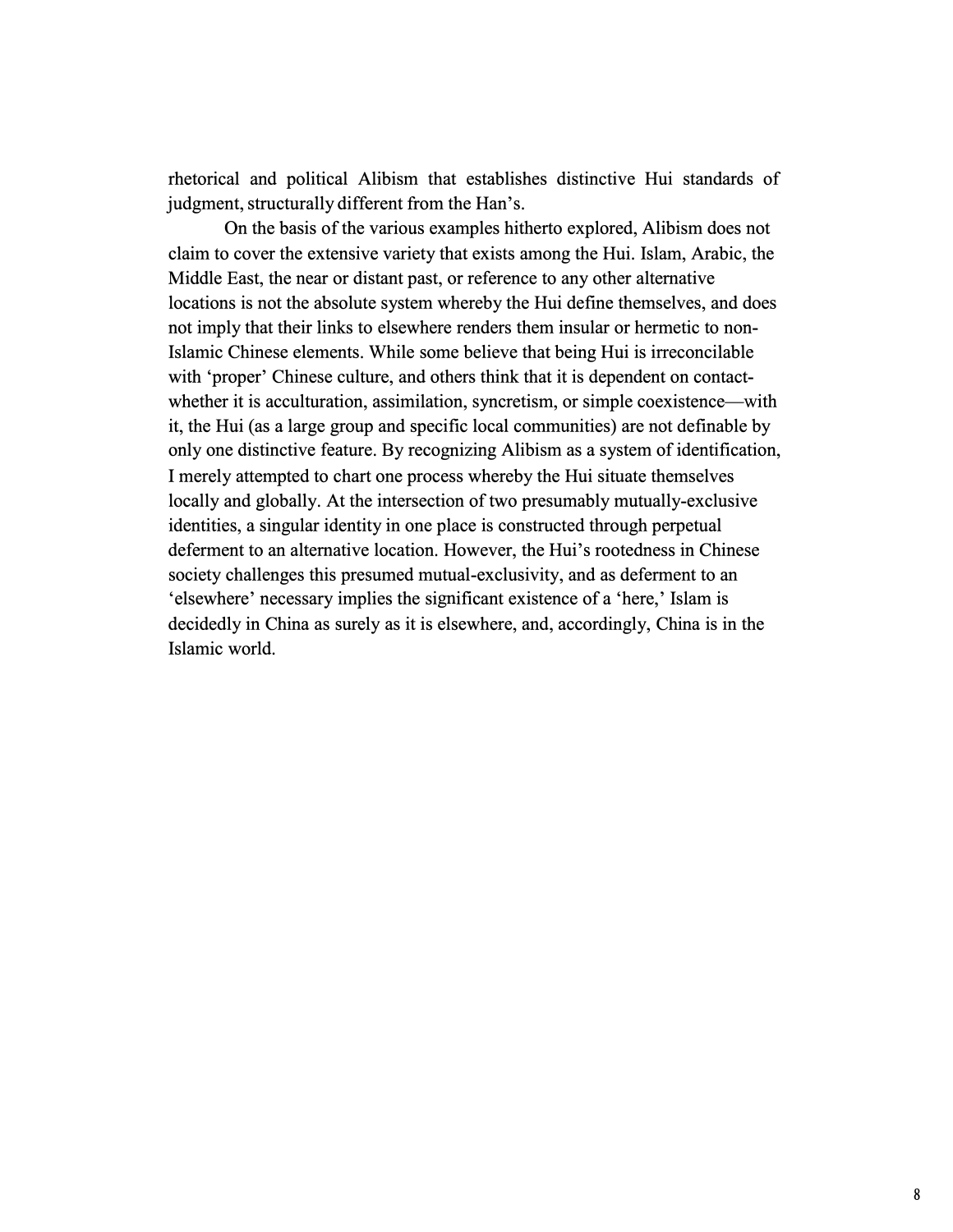rhetorical and political Alibism that establishes distinctive Hui standards of judgment, structurally different from the Han's.

On the basis of the various examples hitherto explored, Alibism does not claim to cover the extensive variety that exists among the Hui. Islam, Arabic, the Middle East, the near or distant past, or reference to any other alternative locations is not the absolute system whereby the Hui define themselves, and does not imply that their links to elsewhere renders them insular or hermetic to non-Islamic Chinese elements. While some believe that being Hui is irreconcilable with 'proper' Chinese culture, and others think that it is dependent on contact-whether it is acculturation, assimilation, syncretism, or simple coexistence—with it, the Hui (as a large group and specific local communities) are not definable by only one distinctive feature. By recognizing Alibism as a system of identification, I merely attempted to chart one process whereby the Hui situate themselves locally and globally. At the intersection of two presumably mutually-exclusive identities, a singular identity in one place is constructed through perpetual deferment to an alternative location. However, the Hui's rootedness in Chinese society challenges this presumed mutual-exclusivity, and as deferment to an 'elsewhere' necessary implies the significant existence of a 'here,' Islam is decidedly in China as surely as it is elsewhere, and, accordingly, China is in the Islamic world.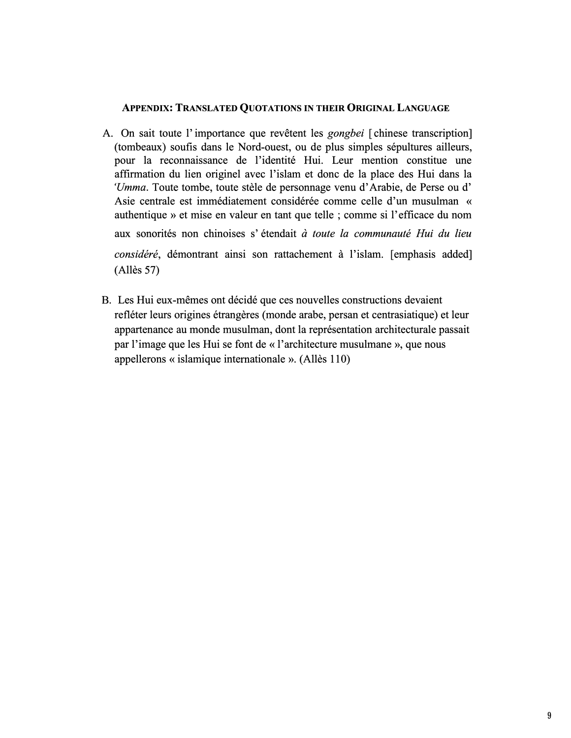**APPENDIX: TRANSLATED QUOTATIONS IN THEIR ORIGINAL LANGUAGE**

A. On sait toute l'importance que revêtent les *gongbei* [chinese transcription] (tombeaux) soufis dans le Nord-ouest, ou de plus simples sépultures ailleurs, pour la reconnaissance de l'identité Hui. Leur mention constitue une affirmation du lien originel avec l'islam et donc de la place des Hui dans la *'Umma*. Toute tombe, toute stèle de personnage venu d'Arabie, de Perse ou d'Asie centrale est immédiatement considérée comme celle d'un musulman « authentique » et mise en valeur en tant que telle ; comme si l'efficace du nom aux sonorités non chinoises s'étendait *à toute la communauté Hui du lieu considéré*, démontrant ainsi son rattachement à l'islam. [emphasis added] (Allès 57)

B. Les Hui eux-mêmes ont décidé que ces nouvelles constructions devaient refléter leurs origines étrangères (monde arabe, persan et centrasiatique) et leur appartenance au monde musulman, dont la représentation architecturale passait par l'image que les Hui se font de « l'architecture musulmane », que nous appellerons « islamique internationale ». (Allès 110)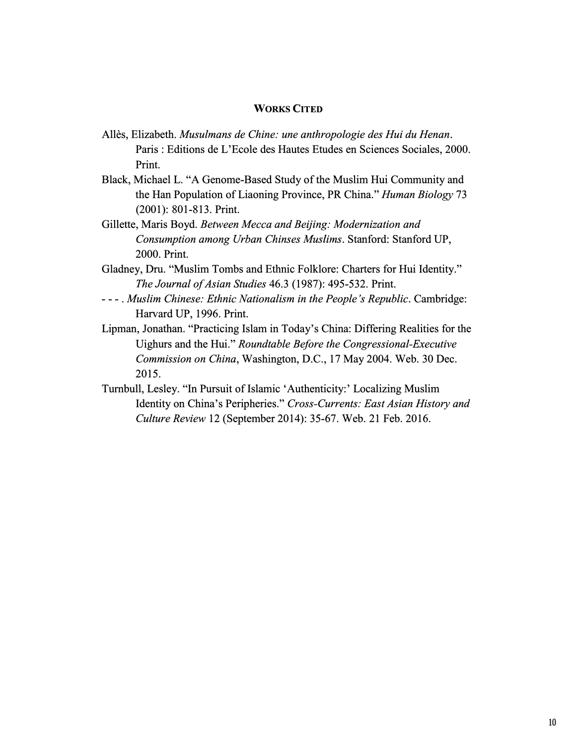## WORKS CITED

Allès, Elizabeth. *Musulmans de Chine: une anthropologie des Hui du Henan*. Paris : Editions de L'Ecole des Hautes Etudes en Sciences Sociales, 2000. Print.

Black, Michael L. "A Genome-Based Study of the Muslim Hui Community and the Han Population of Liaoning Province, PR China." *Human Biology* 73 (2001): 801-813. Print.

Gillette, Maris Boyd. *Between Mecca and Beijing: Modernization and Consumption among Urban Chinses Muslims*. Stanford: Stanford UP, 2000. Print.

Gladney, Dru. "Muslim Tombs and Ethnic Folklore: Charters for Hui Identity." *The Journal of Asian Studies* 46.3 (1987): 495-532. Print.

- - - . *Muslim Chinese: Ethnic Nationalism in the People's Republic*. Cambridge: Harvard UP, 1996. Print.

Lipman, Jonathan. "Practicing Islam in Today's China: Differing Realities for the Uighurs and the Hui." *Roundtable Before the Congressional-Executive Commission on China*, Washington, D.C., 17 May 2004. Web. 30 Dec. 2015.

Turnbull, Lesley. "In Pursuit of Islamic 'Authenticity:' Localizing Muslim Identity on China's Peripheries." *Cross-Currents: East Asian History and Culture Review* 12 (September 2014): 35-67. Web. 21 Feb. 2016.